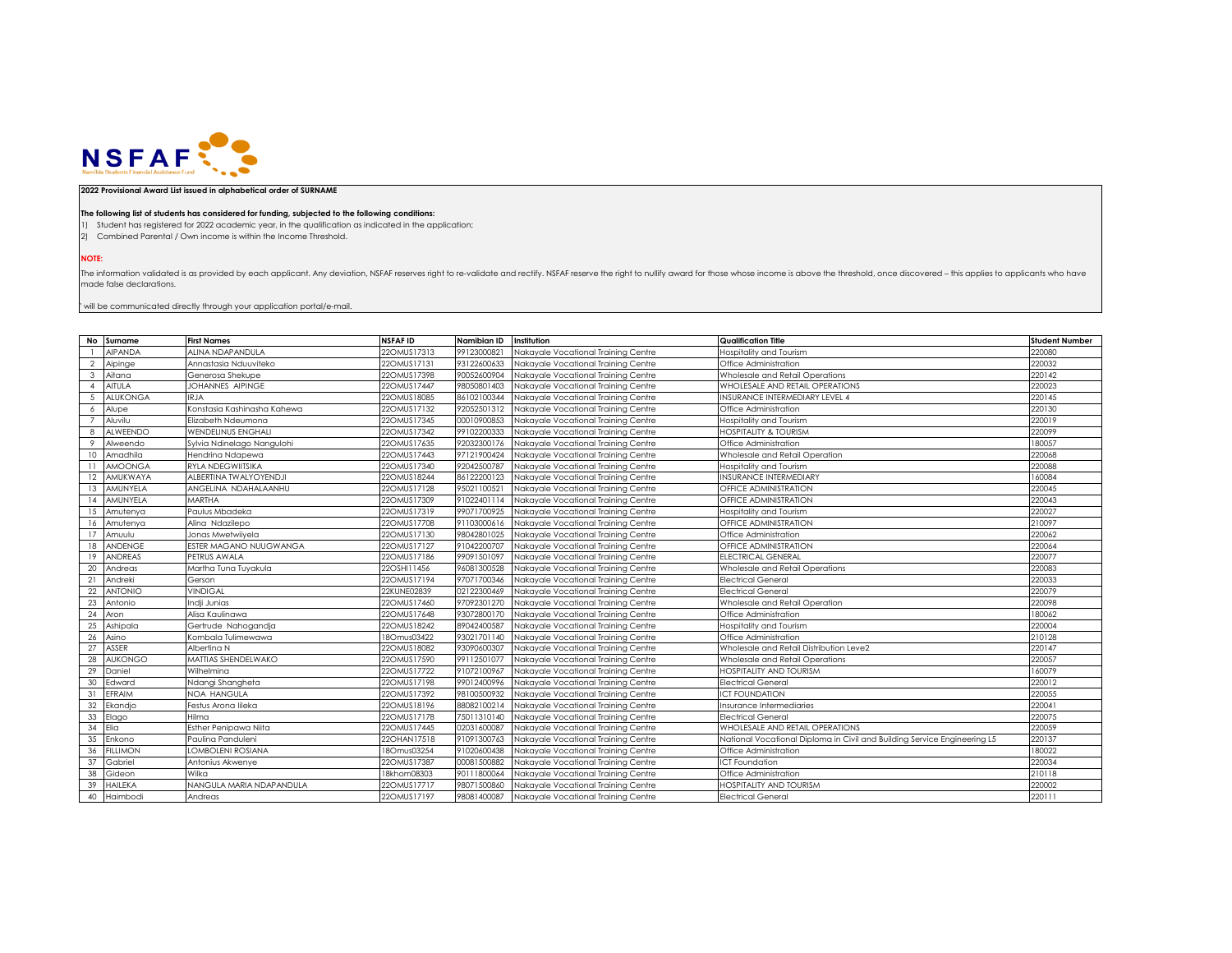NSFAF
Namibia Students Financial Assistance Fund

**2022 Provisional Award List issued in alphabetical order of SURNAME**

**The following list of students has considered for funding, subjected to the following conditions:**

1) Student has registered for 2022 academic year, in the qualification as indicated in the application;
2) Combined Parental / Own income is within the Income Threshold.

**NOTE:**

The information validated is as provided by each applicant. Any deviation, NSFAF reserves right to re-validate and rectify. NSFAF reserve the right to nullify award for those whose income is above the threshold, once discovered – this applies to applicants who have made false declarations.

' will be communicated directly through your application portal/e-mail.

| No | Surname | First Names | NSFAF ID | Namibian ID | Institution | Qualification Title | Student Number |
|---|---|---|---|---|---|---|---|
| 1 | AIPANDA | ALINA NDAPANDULA | 22OMUS17313 | 99123000821 | Nakayale Vocational Training Centre | Hospitality and Tourism | 220080 |
| 2 | Aipinge | Annastasia Nduuviteko | 22OMUS17131 | 93122600633 | Nakayale Vocational Training Centre | Office Administration | 220032 |
| 3 | Aitana | Generosa Shekupe | 22OMUS17398 | 90052600904 | Nakayale Vocational Training Centre | Wholesale and Retail Operations | 220142 |
| 4 | AITULA | JOHANNES AIPINGE | 22OMUS17447 | 98050801403 | Nakayale Vocational Training Centre | WHOLESALE AND RETAIL OPERATIONS | 220023 |
| 5 | ALUKONGA | IRJA | 22OMUS18085 | 86102100344 | Nakayale Vocational Training Centre | INSURANCE INTERMEDIARY LEVEL 4 | 220145 |
| 6 | Alupe | Konstasia Kashinasha Kahewa | 22OMUS17132 | 92052501312 | Nakayale Vocational Training Centre | Office Administration | 220130 |
| 7 | Aluvilu | Elizabeth Ndeumona | 22OMUS17345 | 00010900853 | Nakayale Vocational Training Centre | Hospitality and Tourism | 220019 |
| 8 | ALWEENDO | WENDELINUS ENGHALI | 22OMUS17342 | 99102200333 | Nakayale Vocational Training Centre | HOSPITALITY & TOURISM | 220099 |
| 9 | Alweendo | Sylvia Ndinelago Nangulohi | 22OMUS17635 | 92032300176 | Nakayale Vocational Training Centre | Office Administration | 180057 |
| 10 | Amadhila | Hendrina Ndapewa | 22OMUS17443 | 97121900424 | Nakayale Vocational Training Centre | Wholesale and Retail Operation | 220068 |
| 11 | AMOONGA | RYLA NDEGWIITSIKA | 22OMUS17340 | 92042500787 | Nakayale Vocational Training Centre | Hospitality and Tourism | 220088 |
| 12 | AMUKWAYA | ALBERTINA TWALYOYENDJI | 22OMUS18244 | 86122200123 | Nakayale Vocational Training Centre | INSURANCE INTERMEDIARY | 160084 |
| 13 | AMUNYELA | ANGELINA NDAHALAANHU | 22OMUS17128 | 95021100521 | Nakayale Vocational Training Centre | OFFICE ADMINISTRATION | 220045 |
| 14 | AMUNYELA | MARTHA | 22OMUS17309 | 91022401114 | Nakayale Vocational Training Centre | OFFICE ADMINISTRATION | 220043 |
| 15 | Amutenya | Paulus Mbadeka | 22OMUS17319 | 99071700925 | Nakayale Vocational Training Centre | Hospitality and Tourism | 220027 |
| 16 | Amutenya | Alina Ndazilepo | 22OMUS17708 | 91103000616 | Nakayale Vocational Training Centre | OFFICE ADMINISTRATION | 210097 |
| 17 | Amuulu | Jonas Mwetwiiyela | 22OMUS17130 | 98042801025 | Nakayale Vocational Training Centre | Office Administration | 220062 |
| 18 | ANDENGE | ESTER MAGANO NUUGWANGA | 22OMUS17127 | 91042200707 | Nakayale Vocational Training Centre | OFFICE ADMINISTRATION | 220064 |
| 19 | ANDREAS | PETRUS AWALA | 22OMUS17186 | 99091501097 | Nakayale Vocational Training Centre | ELECTRICAL GENERAL | 220077 |
| 20 | Andreas | Martha Tuna Tuyakula | 22OSHI11456 | 96081300528 | Nakayale Vocational Training Centre | Wholesale and Retail Operations | 220083 |
| 21 | Andreki | Gerson | 22OMUS17194 | 97071700346 | Nakayale Vocational Training Centre | Electrical General | 220033 |
| 22 | ANTONIO | VINDIGAL | 22KUNE02839 | 02122300469 | Nakayale Vocational Training Centre | Electrical General | 220079 |
| 23 | Antonio | Indji Junias | 22OMUS17460 | 97092301270 | Nakayale Vocational Training Centre | Wholesale and Retail Operation | 220098 |
| 24 | Aron | Alisa Kaulinawa | 22OMUS17648 | 93072800170 | Nakayale Vocational Training Centre | Office Administration | 180062 |
| 25 | Ashipala | Gertrude Nahogandja | 22OMUS18242 | 89042400587 | Nakayale Vocational Training Centre | Hospitality and Tourism | 220004 |
| 26 | Asino | Kombala Tulimewawa | 18Omus03422 | 93021701140 | Nakayale Vocational Training Centre | Office Administration | 210128 |
| 27 | ASSER | Albertina N | 22OMUS18082 | 93090600307 | Nakayale Vocational Training Centre | Wholesale and Retail Distribution Leve2 | 220147 |
| 28 | AUKONGO | MATTIAS SHENDELWAKO | 22OMUS17590 | 99112501077 | Nakayale Vocational Training Centre | Wholesale and Retail Operations | 220057 |
| 29 | Daniel | Wilhelmina | 22OMUS17722 | 91072100967 | Nakayale Vocational Training Centre | HOSPITALITY AND TOURISM | 160079 |
| 30 | Edward | Ndangi Shangheta | 22OMUS17198 | 99012400996 | Nakayale Vocational Training Centre | Electrical General | 220012 |
| 31 | EFRAIM | NOA HANGULA | 22OMUS17392 | 98100500932 | Nakayale Vocational Training Centre | ICT FOUNDATION | 220055 |
| 32 | Ekandjo | Festus Arona Iileka | 22OMUS18196 | 88082100214 | Nakayale Vocational Training Centre | Insurance Intermediaries | 220041 |
| 33 | Elago | Hilma | 22OMUS17178 | 75011310140 | Nakayale Vocational Training Centre | Electrical General | 220075 |
| 34 | Elia | Esther Penipawa Niita | 22OMUS17445 | 02031600087 | Nakayale Vocational Training Centre | WHOLESALE AND RETAIL OPERATIONS | 220059 |
| 35 | Enkono | Paulina Panduleni | 22OHAN17518 | 91091300763 | Nakayale Vocational Training Centre | National Vocational Diploma in Civil and Building Service Engineering L5 | 220137 |
| 36 | FILLIMON | LOMBOLENI ROSIANA | 18Omus03254 | 91020600438 | Nakayale Vocational Training Centre | Office Administration | 180022 |
| 37 | Gabriel | Antonius Akwenye | 22OMUS17387 | 00081500882 | Nakayale Vocational Training Centre | ICT Foundation | 220034 |
| 38 | Gideon | Wilka | 18khom08303 | 90111800064 | Nakayale Vocational Training Centre | Office Administration | 210118 |
| 39 | HAILEKA | NANGULA MARIA NDAPANDULA | 22OMUS17717 | 98071500860 | Nakayale Vocational Training Centre | HOSPITALITY AND TOURISM | 220002 |
| 40 | Haimbodi | Andreas | 22OMUS17197 | 98081400087 | Nakayale Vocational Training Centre | Electrical General | 220111 |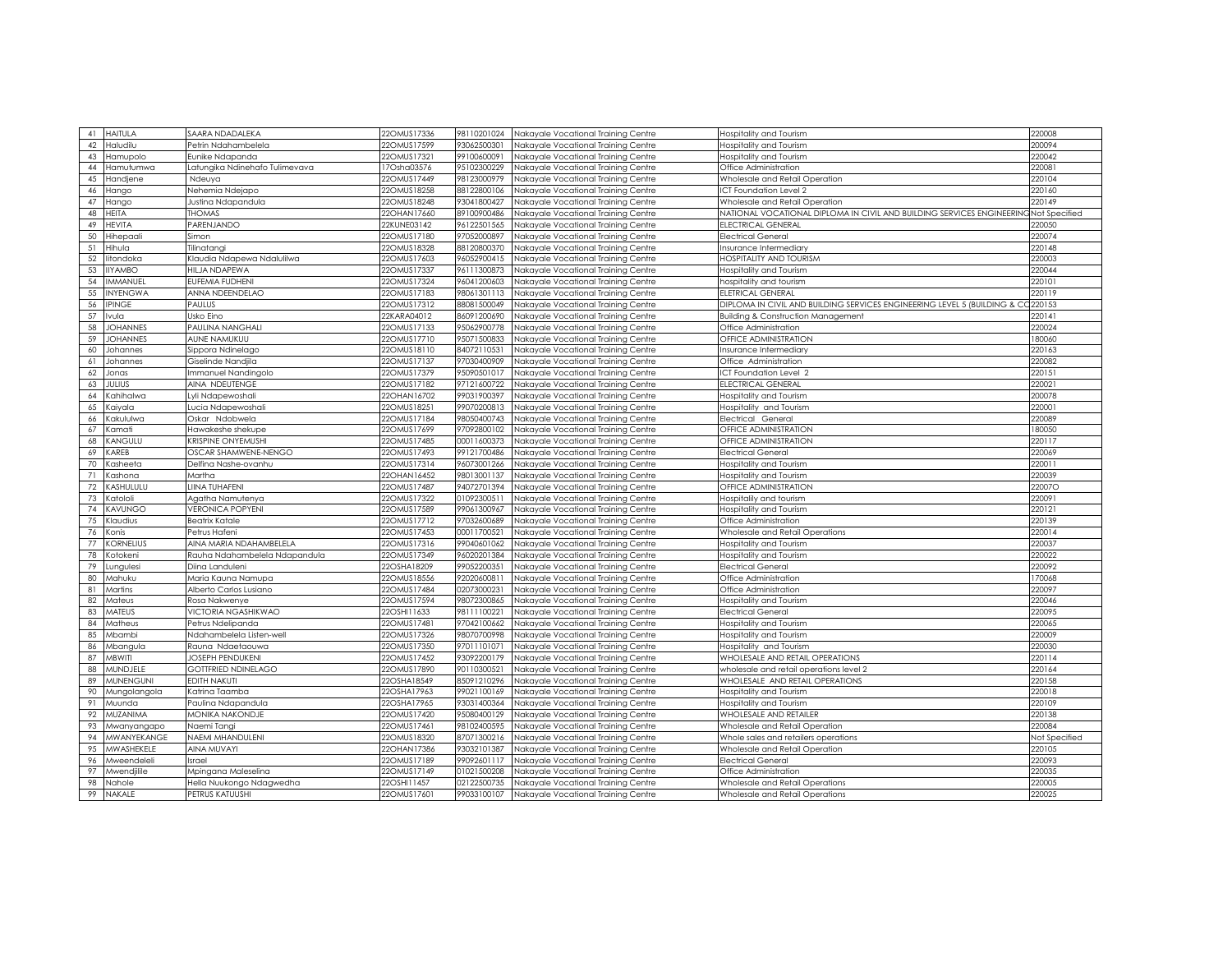| 41 | HAITULA | SAARA NDADALEKA | 22OMUS17336 | 98110201024 | Nakayale Vocational Training Centre | Hospitality and Tourism | 220008 |
|---|---|---|---|---|---|---|---|
| 42 | Haludilu | Petrin Ndahambelela | 22OMUS17599 | 93062500301 | Nakayale Vocational Training Centre | Hospitality and Tourism | 200094 |
| 43 | Hamupolo | Eunike Ndapanda | 22OMUS17321 | 99100600091 | Nakayale Vocational Training Centre | Hospitality and Tourism | 220042 |
| 44 | Hamutumwa | Latungika Ndinehafo Tulimevava | 17Osha03576 | 95102300229 | Nakayale Vocational Training Centre | Office Administration | 220081 |
| 45 | Handjene | Ndeuya | 22OMUS17449 | 98123000979 | Nakayale Vocational Training Centre | Wholesale and Retail Operation | 220104 |
| 46 | Hango | Nehemia Ndejapo | 22OMUS18258 | 88122800106 | Nakayale Vocational Training Centre | ICT Foundation Level 2 | 220160 |
| 47 | Hango | Justina Ndapandula | 22OMUS18248 | 93041800427 | Nakayale Vocational Training Centre | Wholesale and Retail Operation | 220149 |
| 48 | HEITA | THOMAS | 22OHAN17660 | 89100900486 | Nakayale Vocational Training Centre | NATIONAL VOCATIONAL DIPLOMA IN CIVIL AND BUILDING SERVICES ENGINEERING | Not Specified |
| 49 | HEVITA | PARENJANDO | 22KUNE03142 | 96122501565 | Nakayale Vocational Training Centre | ELECTRICAL GENERAL | 220050 |
| 50 | Hihepaali | Simon | 22OMUS17180 | 97052000897 | Nakayale Vocational Training Centre | Electrical General | 220074 |
| 51 | Hihula | Tiilinatangi | 22OMUS18328 | 88120800370 | Nakayale Vocational Training Centre | Insurance Intermediary | 220148 |
| 52 | Iitondoka | Klaudia Ndapewa Ndalulilwa | 22OMUS17603 | 96052900415 | Nakayale Vocational Training Centre | HOSPITALITY AND TOURISM | 220003 |
| 53 | IIYAMBO | HILJA NDAPEWA | 22OMUS17337 | 96111300873 | Nakayale Vocational Training Centre | Hospitality and Tourism | 220044 |
| 54 | IMMANUEL | EUFEMIA FUDHENI | 22OMUS17324 | 96041200603 | Nakayale Vocational Training Centre | hospitality and tourism | 220101 |
| 55 | INYENGWA | ANNA NDEENDELAO | 22OMUS17183 | 98061301113 | Nakayale Vocational Training Centre | ELETRICAL GENERAL | 220119 |
| 56 | IPINGE | PAULUS | 22OMUS17312 | 88081500049 | Nakayale Vocational Training Centre | DIPLOMA IN CIVIL AND BUILDING SERVICES ENGINEERING LEVEL 5 (BUILDING & CO | 220153 |
| 57 | Ivula | Usko Eino | 22KARA04012 | 86091200690 | Nakayale Vocational Training Centre | Building & Construction Management | 220141 |
| 58 | JOHANNES | PAULINA NANGHALI | 22OMUS17133 | 95062900778 | Nakayale Vocational Training Centre | Office Administration | 220024 |
| 59 | JOHANNES | AUNE NAMUKUU | 22OMUS17710 | 95071500833 | Nakayale Vocational Training Centre | OFFICE ADMINISTRATION | 180060 |
| 60 | Johannes | Sippora Ndinelago | 22OMUS18110 | 84072110531 | Nakayale Vocational Training Centre | Insurance Intermediary | 220163 |
| 61 | Johannes | Giselinde Nandjila | 22OMUS17137 | 97030400909 | Nakayale Vocational Training Centre | Office Administration | 220082 |
| 62 | Jonas | Immanuel Nandingolo | 22OMUS17379 | 95090501017 | Nakayale Vocational Training Centre | ICT Foundation Level 2 | 220151 |
| 63 | JULIUS | AINA NDEUTENGE | 22OMUS17182 | 97121600722 | Nakayale Vocational Training Centre | ELECTRICAL GENERAL | 220021 |
| 64 | Kahihalwa | Lyli Ndapewoshali | 22OHAN16702 | 99031900397 | Nakayale Vocational Training Centre | Hospitality and Tourism | 200078 |
| 65 | Kaiyala | Lucia Ndapewoshali | 22OMUS18251 | 99070200813 | Nakayale Vocational Training Centre | Hospitality and Tourism | 220001 |
| 66 | Kakululwa | Oskar Ndobwela | 22OMUS17184 | 98050400743 | Nakayale Vocational Training Centre | Electrical General | 220089 |
| 67 | Kamati | Hawakeshe shekupe | 22OMUS17699 | 97092800102 | Nakayale Vocational Training Centre | OFFICE ADMINISTRATION | 180050 |
| 68 | KANGULU | KRISPINE ONYEMUSHI | 22OMUS17485 | 00011600373 | Nakayale Vocational Training Centre | OFFICE ADMINISTRATION | 220117 |
| 69 | KAREB | OSCAR SHAMWENE-NENGO | 22OMUS17493 | 99121700486 | Nakayale Vocational Training Centre | Electrical General | 220069 |
| 70 | Kasheeta | Delfina Nashe-ovanhu | 22OMUS17314 | 96073001266 | Nakayale Vocational Training Centre | Hospitality and Tourism | 220011 |
| 71 | Kashona | Martha | 22OHAN16452 | 98013001137 | Nakayale Vocational Training Centre | Hospitality and Tourism | 220039 |
| 72 | KASHULULU | LIINA TUHAFENI | 22OMUS17487 | 94072701394 | Nakayale Vocational Training Centre | OFFICE ADMINISTRATION | 22007O |
| 73 | Katololi | Agatha Namutenya | 22OMUS17322 | 01092300511 | Nakayale Vocational Training Centre | Hospitality and tourism | 220091 |
| 74 | KAVUNGO | VERONICA POPYENI | 22OMUS17589 | 99061300967 | Nakayale Vocational Training Centre | Hospitality and Tourism | 220121 |
| 75 | Klaudius | Beatrix Katale | 22OMUS17712 | 97032600689 | Nakayale Vocational Training Centre | Office Administration | 220139 |
| 76 | Konis | Petrus Hafeni | 22OMUS17453 | 00011700521 | Nakayale Vocational Training Centre | Wholesale and Retail Operations | 220014 |
| 77 | KORNELIUS | AINA MARIA NDAHAMBELELA | 22OMUS17316 | 99040601062 | Nakayale Vocational Training Centre | Hospitality and Tourism | 220037 |
| 78 | Kotokeni | Rauha Ndahambelela Ndapandula | 22OMUS17349 | 96020201384 | Nakayale Vocational Training Centre | Hospitality and Tourism | 220022 |
| 79 | Lungulesi | Diina Landuleni | 22OSHA18209 | 99052200351 | Nakayale Vocational Training Centre | Electrical General | 220092 |
| 80 | Mahuku | Maria Kauna Namupa | 22OMUS18556 | 92020600811 | Nakayale Vocational Training Centre | Office Administration | 170068 |
| 81 | Martins | Alberto Carlos Lusiano | 22OMUS17484 | 02073000231 | Nakayale Vocational Training Centre | Office Administration | 220097 |
| 82 | Mateus | Rosa Nakwenye | 22OMUS17594 | 98072300865 | Nakayale Vocational Training Centre | Hospitality and Tourism | 220046 |
| 83 | MATEUS | VICTORIA NGASHIKWAO | 22OSHI11633 | 98111100221 | Nakayale Vocational Training Centre | Electrical General | 220095 |
| 84 | Matheus | Petrus Ndelipanda | 22OMUS17481 | 97042100662 | Nakayale Vocational Training Centre | Hospitality and Tourism | 220065 |
| 85 | Mbambi | Ndahambelela Listen-well | 22OMUS17326 | 98070700998 | Nakayale Vocational Training Centre | Hospitality and Tourism | 220009 |
| 86 | Mbangula | Rauna Ndaetaouwa | 22OMUS17350 | 97011101071 | Nakayale Vocational Training Centre | Hospitality and Tourism | 220030 |
| 87 | MBWITI | JOSEPH PENDUKENI | 22OMUS17452 | 93092200179 | Nakayale Vocational Training Centre | WHOLESALE AND RETAIL OPERATIONS | 220114 |
| 88 | MUNDJELE | GOTTFRIED NDINELAGO | 22OMUS17890 | 90110300521 | Nakayale Vocational Training Centre | wholesale and retail operations level 2 | 220164 |
| 89 | MUNENGUNI | EDITH NAKUTI | 22OSHA18549 | 85091210296 | Nakayale Vocational Training Centre | WHOLESALE AND RETAIL OPERATIONS | 220158 |
| 90 | Mungolangola | Katrina Taamba | 22OSHA17963 | 99021100169 | Nakayale Vocational Training Centre | Hospitality and Tourism | 220018 |
| 91 | Muunda | Paulina Ndapandula | 22OSHA17965 | 93031400364 | Nakayale Vocational Training Centre | Hospitality and Tourism | 220109 |
| 92 | MUZANIMA | MONIKA NAKONDJE | 22OMUS17420 | 95080400129 | Nakayale Vocational Training Centre | WHOLESALE AND RETAILER | 220138 |
| 93 | Mwanyangapo | Naemi Tangi | 22OMUS17461 | 98102400595 | Nakayale Vocational Training Centre | Wholesale and Retail Operation | 220084 |
| 94 | MWANYEKANGE | NAEMI MHANDULENI | 22OMUS18320 | 87071300216 | Nakayale Vocational Training Centre | Whole sales and retailers operations | Not Specified |
| 95 | MWASHEKELE | AINA MUVAYI | 22OHAN17386 | 93032101387 | Nakayale Vocational Training Centre | Wholesale and Retail Operation | 220105 |
| 96 | Mweendeleli | Israel | 22OMUS17189 | 99092601117 | Nakayale Vocational Training Centre | Electrical General | 220093 |
| 97 | Mwendjiilile | Mpingana Maleselina | 22OMUS17149 | 01021500208 | Nakayale Vocational Training Centre | Office Administration | 220035 |
| 98 | Nahole | Hella Nuukongo Ndagwedha | 22OSHI11457 | 02122500735 | Nakayale Vocational Training Centre | Wholesale and Retail Operations | 220005 |
| 99 | NAKALE | PETRUS KATUUSHI | 22OMUS17601 | 99033100107 | Nakayale Vocational Training Centre | Wholesale and Retail Operations | 220025 |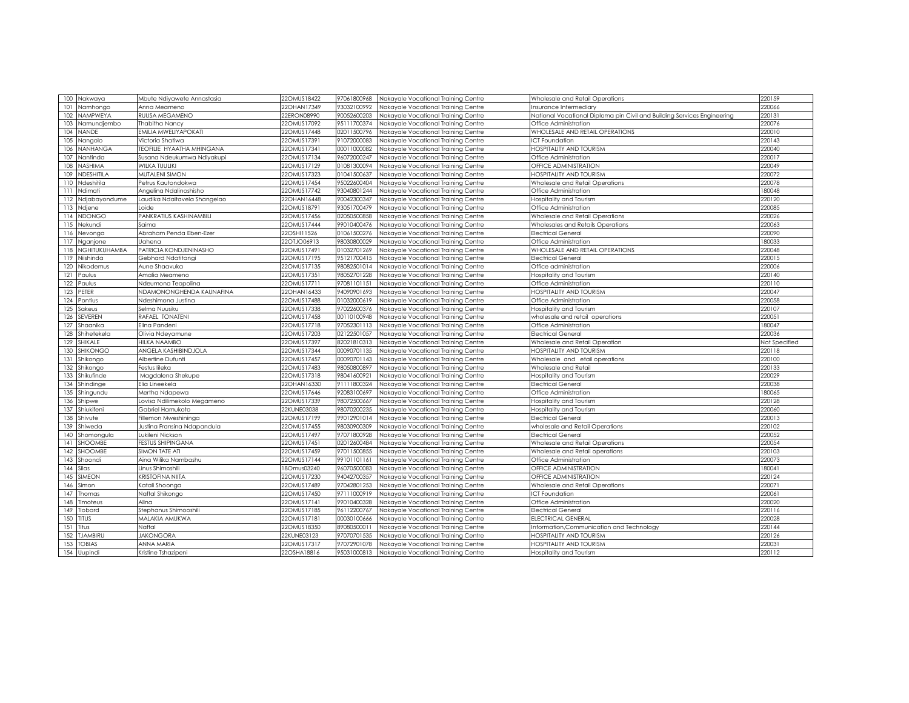| | | | | | | | |
|---|---|---|---|---|---|---|---|
| 100 | Nakwaya | Mbute Ndiyawete Annastasia | 22OMUS18422 | 97061800968 | Nakayale Vocational Training Centre | Wholesale and Retail Operations | 220159 |
| 101 | Namhongo | Anna Meameno | 22OHAN17349 | 93032100992 | Nakayale Vocational Training Centre | Insurance Intermediary | 220066 |
| 102 | NAMPWEYA | RUUSA MEGAMENO | 22ERON08990 | 90052600203 | Nakayale Vocational Training Centre | National Vocational Diploma pin Civil and Building Services Engineering | 220131 |
| 103 | Namundjembo | Thabitha Nancy | 22OMUS17092 | 95111700374 | Nakayale Vocational Training Centre | Office Administration | 220076 |
| 104 | NANDE | EMILIA MWELIYAPOKATI | 22OMUS17448 | 02011500796 | Nakayale Vocational Training Centre | WHOLESALE AND RETAIL OPERATIONS | 220010 |
| 105 | Nangolo | Victoria Shatiwa | 22OMUS17391 | 91072000083 | Nakayale Vocational Training Centre | ICT Foundation | 220143 |
| 106 | NANHANGA | TEOFILIE HYAATHA MHINGANA | 22OMUS17341 | 00011000082 | Nakayale Vocational Training Centre | HOSPITALITY AND TOURISM | 220040 |
| 107 | Nantinda | Susana Ndeukumwa Ndiyakupi | 22OMUS17134 | 96072000247 | Nakayale Vocational Training Centre | Office Administration | 220017 |
| 108 | NASHIMA | WILKA TUULIKI | 22OMUS17129 | 01081300094 | Nakayale Vocational Training Centre | OFFICE ADMINISTRATION | 220049 |
| 109 | NDESHITILA | MUTALENI SIMON | 22OMUS17323 | 01041500637 | Nakayale Vocational Training Centre | HOSPITALITY AND TOURISM | 220072 |
| 110 | Ndeshitila | Petrus Kautondokwa | 22OMUS17454 | 95022600404 | Nakayale Vocational Training Centre | Wholesale and Retail Operations | 220078 |
| 111 | Ndimati | Angelina Ndalinoshisho | 22OMUS17742 | 93040801244 | Nakayale Vocational Training Centre | Office Administration | 180048 |
| 112 | Ndjabayondume | Laudika Ndaitavela Shangelao | 22OHAN16448 | 90042300347 | Nakayale Vocational Training Centre | Hospitality and Tourism | 220120 |
| 113 | Ndjene | Loide | 22OMUS18791 | 93051700479 | Nakayale Vocational Training Centre | Office Administration | 220085 |
| 114 | NDONGO | PANKRATIUS KASHINAMBILI | 22OMUS17456 | 02050500858 | Nakayale Vocational Training Centre | Wholesale and Retail Operations | 220026 |
| 115 | Nekundi | Saima | 22OMUS17444 | 99010400476 | Nakayale Vocational Training Centre | Wholesales and Retails Operations | 220063 |
| 116 | Nevonga | Abraham Penda Eben-Ezer | 22OSHI11526 | 01061500276 | Nakayale Vocational Training Centre | Electrical General | 220090 |
| 117 | Nganjone | Uahena | 22OTJO06913 | 98030800029 | Nakayale Vocational Training Centre | Office Administration | 180033 |
| 118 | NGHITUKUHAMBA | PATRICIA KONDJENINASHO | 22OMUS17491 | 01032701269 | Nakayale Vocational Training Centre | WHOLESALE AND RETAIL OPERATIONS | 220048 |
| 119 | Niishinda | Gebhard Ndatitangi | 22OMUS17195 | 95121700415 | Nakayale Vocational Training Centre | Electrical General | 220015 |
| 120 | Nikodemus | Aune Shaavuka | 22OMUS17135 | 98082501014 | Nakayale Vocational Training Centre | Office administration | 220006 |
| 121 | Paulus | Amalia Meameno | 22OMUS17351 | 98052701228 | Nakayale Vocational Training Centre | Hospitality and Tourism | 220140 |
| 122 | Paulus | Ndeumona Teopolina | 22OMUS17711 | 97081101151 | Nakayale Vocational Training Centre | Office Administration | 220110 |
| 123 | PETER | NDAMONONGHENDA KAUNAFINA | 22OHAN16433 | 94090901693 | Nakayale Vocational Training Centre | HOSPITALITY AND TOURISM | 220047 |
| 124 | Pontius | Ndeshimona Justina | 22OMUS17488 | 01032000619 | Nakayale Vocational Training Centre | Office Administration | 220058 |
| 125 | Sakeus | Selma Nuusiku | 22OMUS17338 | 97022600376 | Nakayale Vocational Training Centre | Hospitality and Tourism | 220107 |
| 126 | SEVEREN | RAFAEL TONATENI | 22OMUS17458 | 00110100948 | Nakayale Vocational Training Centre | wholesale and retail operations | 220051 |
| 127 | Shaanika | Elina Pandeni | 22OMUS17718 | 97052301113 | Nakayale Vocational Training Centre | Office Administration | 180047 |
| 128 | Shihetekela | Olivia Ndeyamune | 22OMUS17203 | 02122501057 | Nakayale Vocational Training Centre | Electrical General | 220036 |
| 129 | SHIKALE | HILKA NAAMBO | 22OMUS17397 | 82021810313 | Nakayale Vocational Training Centre | Wholesale and Retail Operation | Not Specified |
| 130 | SHIKONGO | ANGELA KASHIBINDJOLA | 22OMUS17344 | 00090701135 | Nakayale Vocational Training Centre | HOSPITALITY AND TOURISM | 220118 |
| 131 | Shikongo | Albertine Dufunti | 22OMUS17457 | 00090701143 | Nakayale Vocational Training Centre | Wholesale and etail operations | 220100 |
| 132 | Shikongo | Festus Iileka | 22OMUS17483 | 98050800897 | Nakayale Vocational Training Centre | Wholesale and Retail | 220133 |
| 133 | Shikufinde | Magdalena Shekupe | 22OMUS17318 | 98041600921 | Nakayale Vocational Training Centre | Hospitality and Tourism | 220029 |
| 134 | Shindinge | Elia Lineekela | 22OHAN16330 | 91111800324 | Nakayale Vocational Training Centre | Electrical General | 220038 |
| 135 | Shingundu | Mertha Ndapewa | 22OMUS17646 | 92083100697 | Nakayale Vocational Training Centre | Office Administration | 180065 |
| 136 | Shipwe | Lovisa Ndilimekolo Megameno | 22OMUS17339 | 98072500667 | Nakayale Vocational Training Centre | Hospitality and Tourism | 220128 |
| 137 | Shiukifeni | Gabriel Hamukoto | 22KUNE03038 | 98070200235 | Nakayale Vocational Training Centre | Hospitality and Tourism | 220060 |
| 138 | Shivute | Fillemon Mweshininga | 22OMUS17199 | 99012901014 | Nakayale Vocational Training Centre | Electrical General | 220013 |
| 139 | Shiweda | Justina Fransina Ndapandula | 22OMUS17455 | 98030900309 | Nakayale Vocational Training Centre | wholesale and Retail Operations | 220102 |
| 140 | Shomongula | Lukileni Nickson | 22OMUS17497 | 97071800928 | Nakayale Vocational Training Centre | Electrical General | 220052 |
| 141 | SHOOMBE | FESTUS SHIPINGANA | 22OMUS17451 | 02012600484 | Nakayale Vocational Training Centre | Wholesale and Retail Operations | 220054 |
| 142 | SHOOMBE | SIMON TATE ATI | 22OMUS17459 | 97011500855 | Nakayale Vocational Training Centre | Wholesale and Retail operations | 220103 |
| 143 | Shoondi | Aina Wilika Nambashu | 22OMUS17144 | 99101101161 | Nakayale Vocational Training Centre | Office Administration | 220073 |
| 144 | Silas | Linus Shimoshili | 18Omus03240 | 96070500083 | Nakayale Vocational Training Centre | OFFICE ADMINISTRATION | 180041 |
| 145 | SIMEON | KRISTOFINA NIITA | 22OMUS17230 | 94042700357 | Nakayale Vocational Training Centre | OFFICE ADMINISTRATION | 220124 |
| 146 | Simon | Katali Shoonga | 22OMUS17489 | 97042801253 | Nakayale Vocational Training Centre | Wholesale and Retail Operations | 220071 |
| 147 | Thomas | Naftal Shikongo | 22OMUS17450 | 97111000919 | Nakayale Vocational Training Centre | ICT Foundation | 220061 |
| 148 | Timoteus | Alina | 22OMUS17141 | 99010400328 | Nakayale Vocational Training Centre | Office Administration | 220020 |
| 149 | Tiobard | Stephanus Shimooshili | 22OMUS17185 | 96112200767 | Nakayale Vocational Training Centre | Electrical General | 220116 |
| 150 | TITUS | MALAKIA AMUKWA | 22OMUS17181 | 00030100666 | Nakayale Vocational Training Centre | ELECTRICAL GENERAL | 220028 |
| 151 | Titus | Naftal | 22OMUS18350 | 89080500011 | Nakayale Vocational Training Centre | Information,Communication and Technology | 220144 |
| 152 | TJAMBIRU | JAKONGORA | 22KUNE03123 | 97070701535 | Nakayale Vocational Training Centre | HOSPITALITY AND TOURISM | 220126 |
| 153 | TOBIAS | ANNA MARIA | 22OMUS17317 | 97072901078 | Nakayale Vocational Training Centre | HOSPITALITY AND TOURISM | 220031 |
| 154 | Uupindi | Kristine Tshazipeni | 22OSHA18816 | 95031000813 | Nakayale Vocational Training Centre | Hospitality and Tourism | 220112 |